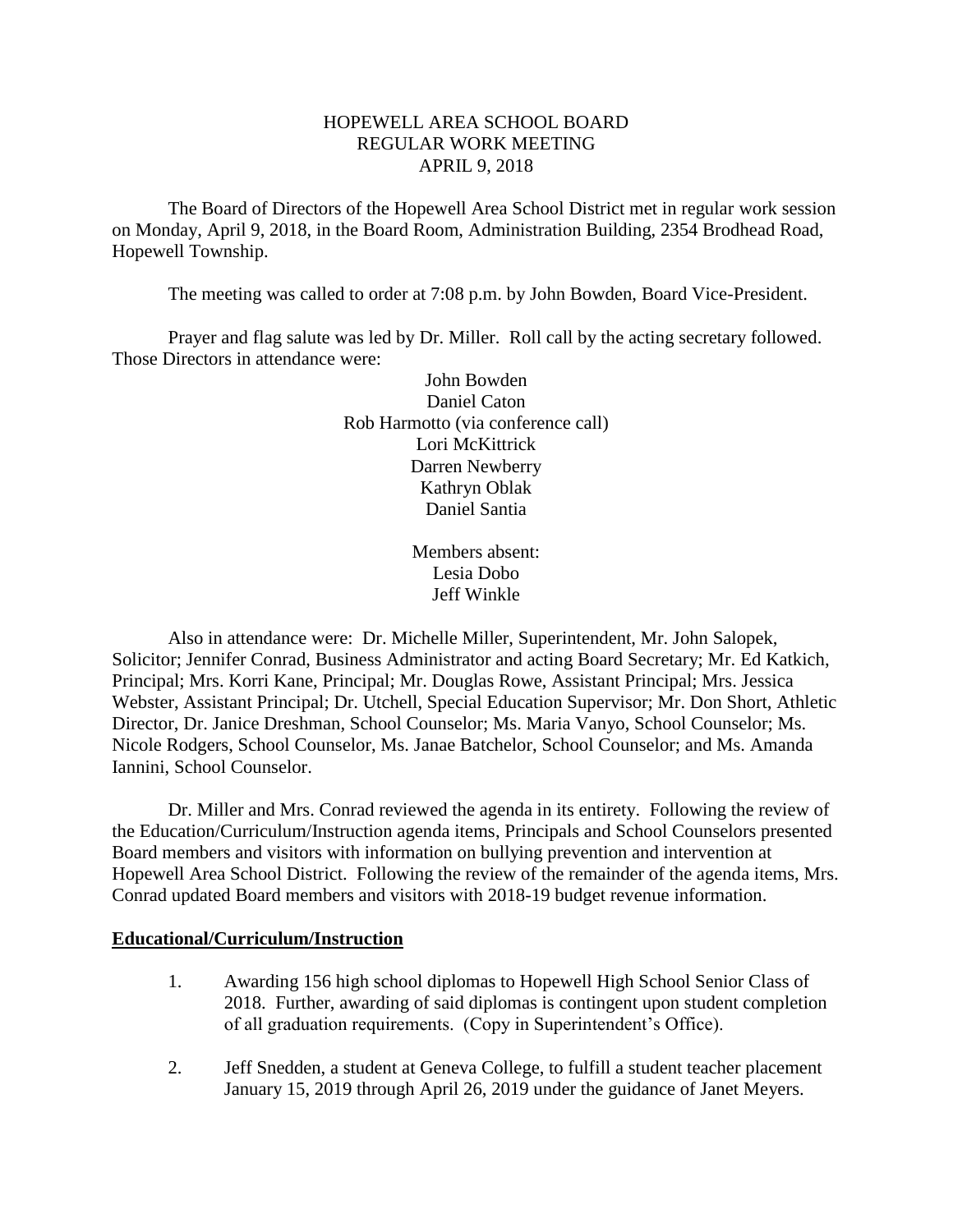# HOPEWELL AREA SCHOOL BOARD
## REGULAR WORK MEETING
## APRIL 9, 2018

The Board of Directors of the Hopewell Area School District met in regular work session on Monday, April 9, 2018, in the Board Room, Administration Building, 2354 Brodhead Road, Hopewell Township.

The meeting was called to order at 7:08 p.m. by John Bowden, Board Vice-President.

Prayer and flag salute was led by Dr. Miller. Roll call by the acting secretary followed. Those Directors in attendance were:

John Bowden
Daniel Caton
Rob Harmotto (via conference call)
Lori McKittrick
Darren Newberry
Kathryn Oblak
Daniel Santia

Members absent:
Lesia Dobo
Jeff Winkle

Also in attendance were: Dr. Michelle Miller, Superintendent, Mr. John Salopek, Solicitor; Jennifer Conrad, Business Administrator and acting Board Secretary; Mr. Ed Katkich, Principal; Mrs. Korri Kane, Principal; Mr. Douglas Rowe, Assistant Principal; Mrs. Jessica Webster, Assistant Principal; Dr. Utchell, Special Education Supervisor; Mr. Don Short, Athletic Director, Dr. Janice Dreshman, School Counselor; Ms. Maria Vanyo, School Counselor; Ms. Nicole Rodgers, School Counselor, Ms. Janae Batchelor, School Counselor; and Ms. Amanda Iannini, School Counselor.

Dr. Miller and Mrs. Conrad reviewed the agenda in its entirety. Following the review of the Education/Curriculum/Instruction agenda items, Principals and School Counselors presented Board members and visitors with information on bullying prevention and intervention at Hopewell Area School District. Following the review of the remainder of the agenda items, Mrs. Conrad updated Board members and visitors with 2018-19 budget revenue information.

**Educational/Curriculum/Instruction**

1. Awarding 156 high school diplomas to Hopewell High School Senior Class of 2018. Further, awarding of said diplomas is contingent upon student completion of all graduation requirements. (Copy in Superintendent's Office).

2. Jeff Snedden, a student at Geneva College, to fulfill a student teacher placement January 15, 2019 through April 26, 2019 under the guidance of Janet Meyers.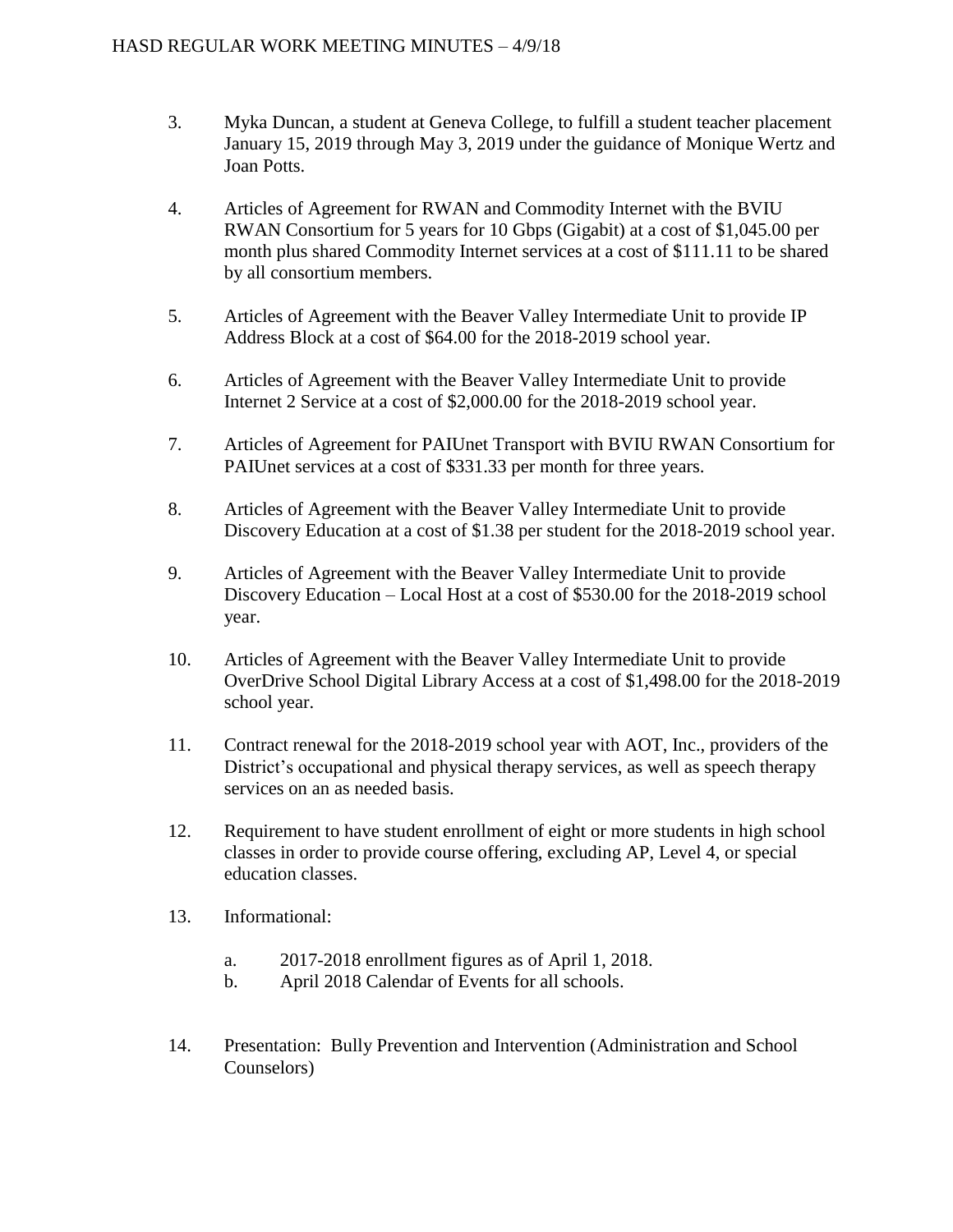3. Myka Duncan, a student at Geneva College, to fulfill a student teacher placement January 15, 2019 through May 3, 2019 under the guidance of Monique Wertz and Joan Potts.

4. Articles of Agreement for RWAN and Commodity Internet with the BVIU RWAN Consortium for 5 years for 10 Gbps (Gigabit) at a cost of $1,045.00 per month plus shared Commodity Internet services at a cost of $111.11 to be shared by all consortium members.

5. Articles of Agreement with the Beaver Valley Intermediate Unit to provide IP Address Block at a cost of $64.00 for the 2018-2019 school year.

6. Articles of Agreement with the Beaver Valley Intermediate Unit to provide Internet 2 Service at a cost of $2,000.00 for the 2018-2019 school year.

7. Articles of Agreement for PAIUnet Transport with BVIU RWAN Consortium for PAIUnet services at a cost of $331.33 per month for three years.

8. Articles of Agreement with the Beaver Valley Intermediate Unit to provide Discovery Education at a cost of $1.38 per student for the 2018-2019 school year.

9. Articles of Agreement with the Beaver Valley Intermediate Unit to provide Discovery Education – Local Host at a cost of $530.00 for the 2018-2019 school year.

10. Articles of Agreement with the Beaver Valley Intermediate Unit to provide OverDrive School Digital Library Access at a cost of $1,498.00 for the 2018-2019 school year.

11. Contract renewal for the 2018-2019 school year with AOT, Inc., providers of the District's occupational and physical therapy services, as well as speech therapy services on an as needed basis.

12. Requirement to have student enrollment of eight or more students in high school classes in order to provide course offering, excluding AP, Level 4, or special education classes.

13. Informational:

    a. 2017-2018 enrollment figures as of April 1, 2018.
    b. April 2018 Calendar of Events for all schools.

14. Presentation: Bully Prevention and Intervention (Administration and School Counselors)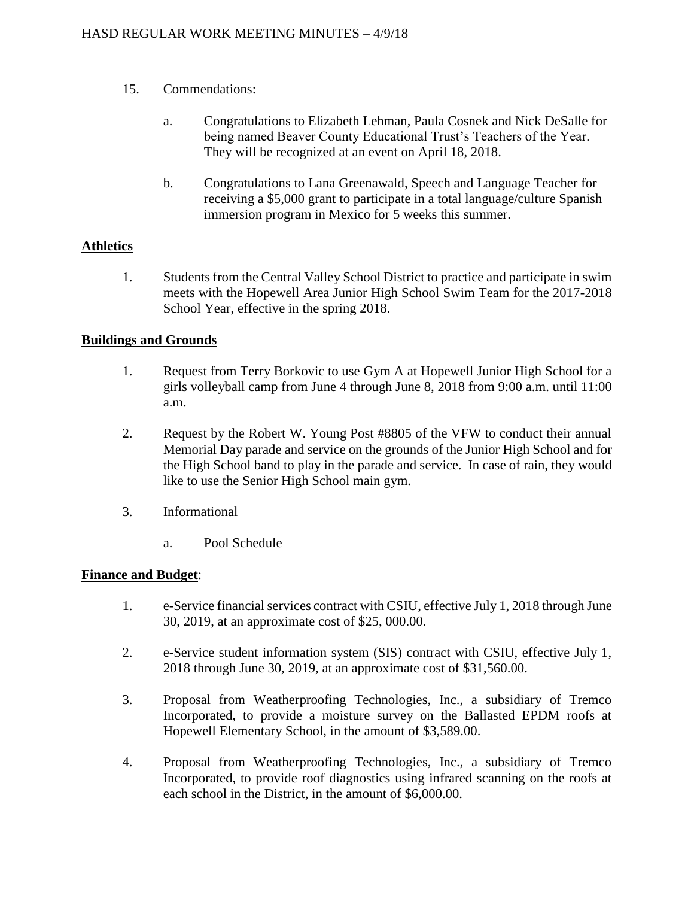15. Commendations:

    a. Congratulations to Elizabeth Lehman, Paula Cosnek and Nick DeSalle for being named Beaver County Educational Trust's Teachers of the Year. They will be recognized at an event on April 18, 2018.

    b. Congratulations to Lana Greenawald, Speech and Language Teacher for receiving a $5,000 grant to participate in a total language/culture Spanish immersion program in Mexico for 5 weeks this summer.

**Athletics**

1. Students from the Central Valley School District to practice and participate in swim meets with the Hopewell Area Junior High School Swim Team for the 2017-2018 School Year, effective in the spring 2018.

**Buildings and Grounds**

1. Request from Terry Borkovic to use Gym A at Hopewell Junior High School for a girls volleyball camp from June 4 through June 8, 2018 from 9:00 a.m. until 11:00 a.m.

2. Request by the Robert W. Young Post #8805 of the VFW to conduct their annual Memorial Day parade and service on the grounds of the Junior High School and for the High School band to play in the parade and service. In case of rain, they would like to use the Senior High School main gym.

3. Informational

    a. Pool Schedule

**Finance and Budget**:

1. e-Service financial services contract with CSIU, effective July 1, 2018 through June 30, 2019, at an approximate cost of $25, 000.00.

2. e-Service student information system (SIS) contract with CSIU, effective July 1, 2018 through June 30, 2019, at an approximate cost of $31,560.00.

3. Proposal from Weatherproofing Technologies, Inc., a subsidiary of Tremco Incorporated, to provide a moisture survey on the Ballasted EPDM roofs at Hopewell Elementary School, in the amount of $3,589.00.

4. Proposal from Weatherproofing Technologies, Inc., a subsidiary of Tremco Incorporated, to provide roof diagnostics using infrared scanning on the roofs at each school in the District, in the amount of $6,000.00.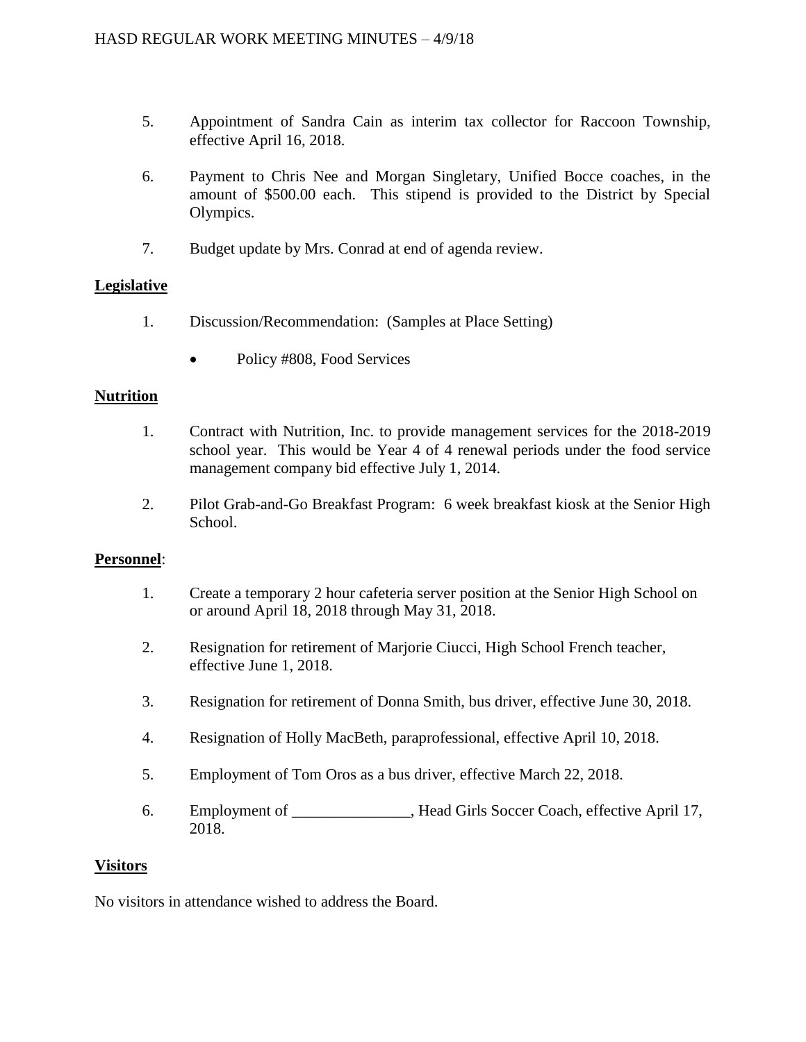5. Appointment of Sandra Cain as interim tax collector for Raccoon Township, effective April 16, 2018.

6. Payment to Chris Nee and Morgan Singletary, Unified Bocce coaches, in the amount of $500.00 each. This stipend is provided to the District by Special Olympics.

7. Budget update by Mrs. Conrad at end of agenda review.

**Legislative**

1. Discussion/Recommendation: (Samples at Place Setting)

    - Policy #808, Food Services

**Nutrition**

1. Contract with Nutrition, Inc. to provide management services for the 2018-2019 school year. This would be Year 4 of 4 renewal periods under the food service management company bid effective July 1, 2014.

2. Pilot Grab-and-Go Breakfast Program: 6 week breakfast kiosk at the Senior High School.

**Personnel**:

1. Create a temporary 2 hour cafeteria server position at the Senior High School on or around April 18, 2018 through May 31, 2018.

2. Resignation for retirement of Marjorie Ciucci, High School French teacher, effective June 1, 2018.

3. Resignation for retirement of Donna Smith, bus driver, effective June 30, 2018.

4. Resignation of Holly MacBeth, paraprofessional, effective April 10, 2018.

5. Employment of Tom Oros as a bus driver, effective March 22, 2018.

6. Employment of _______________, Head Girls Soccer Coach, effective April 17, 2018.

**Visitors**

No visitors in attendance wished to address the Board.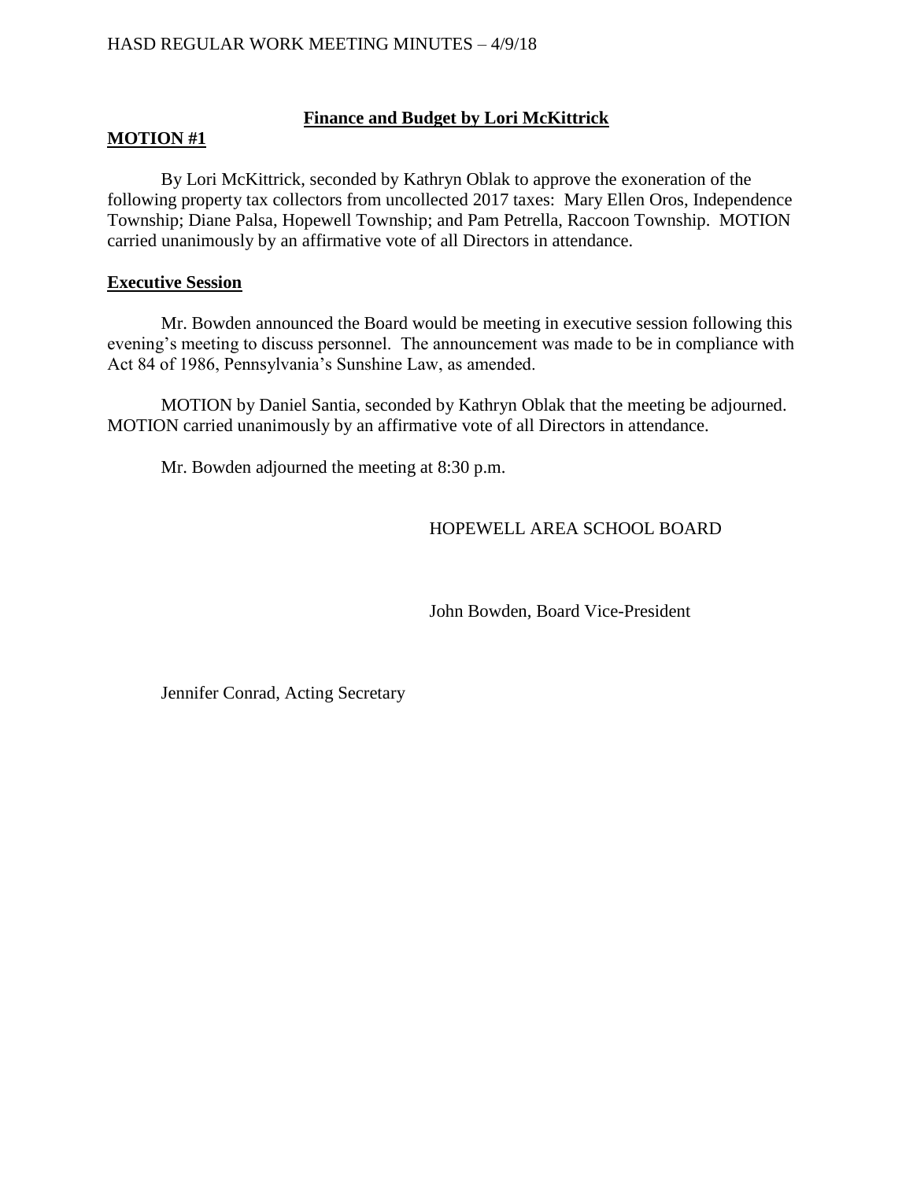## Finance and Budget by Lori McKittrick

**MOTION #1**

By Lori McKittrick, seconded by Kathryn Oblak to approve the exoneration of the following property tax collectors from uncollected 2017 taxes: Mary Ellen Oros, Independence Township; Diane Palsa, Hopewell Township; and Pam Petrella, Raccoon Township. MOTION carried unanimously by an affirmative vote of all Directors in attendance.

**Executive Session**

Mr. Bowden announced the Board would be meeting in executive session following this evening's meeting to discuss personnel. The announcement was made to be in compliance with Act 84 of 1986, Pennsylvania's Sunshine Law, as amended.

MOTION by Daniel Santia, seconded by Kathryn Oblak that the meeting be adjourned. MOTION carried unanimously by an affirmative vote of all Directors in attendance.

Mr. Bowden adjourned the meeting at 8:30 p.m.

HOPEWELL AREA SCHOOL BOARD

John Bowden, Board Vice-President

Jennifer Conrad, Acting Secretary